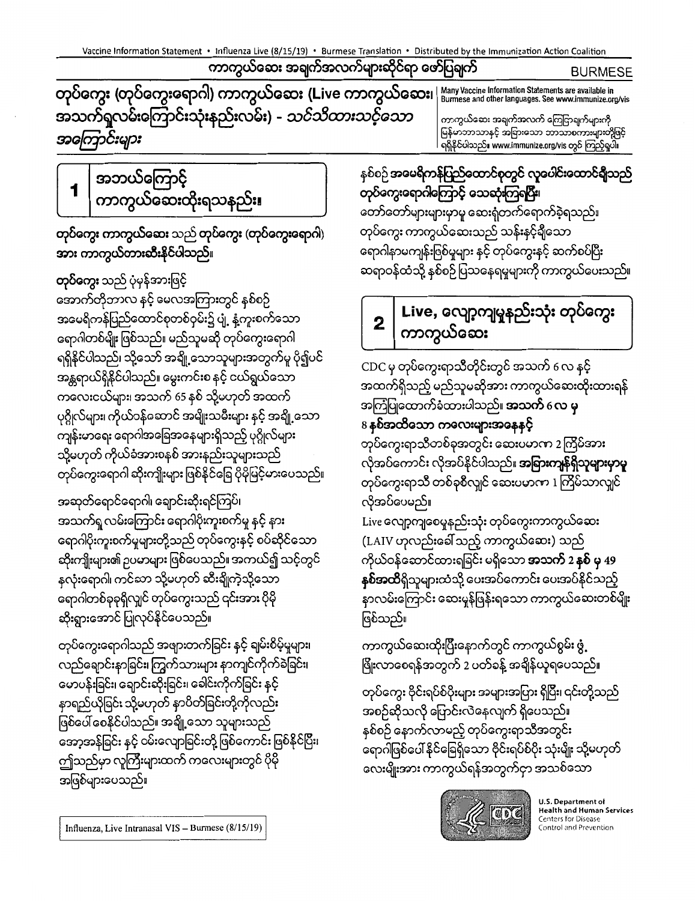# ကာကွယ်ဆေး အချက်အလက်များဆိုင်ရာ ဖော်ပြချက်

BURMESE

## တုပ်ကွေး (တုပ်ကွေးရောဂါ) ကာကွယ်ဆေး (Live ကာကွယ်ဆေး၊ အသက်ရှူလမ်းကြောင်းသုံးနည်းလမ်း) - *သင်သိထားသင့်သော အကြောင်းများ*

Many Vaccine Information Statements are available in Burmese and other languages. See www.immunize.org/vis

ကာကွယ်ဆေး အချက်အလက် ကြေငြာချက်များကို မြန်မာဘာသာနှင့် အခြားသော ဘာသာစကားများတို့ဖြင့် ရရှိနိုင်ပါသည်။ www.immunize.org/vis တွင် ကြည့်ရှုပါ။

## 1 အဘယ်ကြောင့် ကာကွယ်ဆေးထိုးရသနည်း။

**တုပ်ကွေး ကာကွယ်ဆေး** သည် **တုပ်ကွေး (တုပ်ကွေးရောဂါ) အား ကာကွယ်တားဆီးနိုင်ပါသည်။**

**တုပ်ကွေး** သည် ပုံမှန်အားဖြင့် အောက်တိုဘာလ နှင့် မေလအကြားတွင် နှစ်စဉ် အမေရိကန်ပြည်ထောင်စုတစ်ဝှမ်း၌ ပျံ့နှံ့ကူးစက်သော ရောဂါတစ်မျိုး ဖြစ်သည်။ မည်သူမဆို တုပ်ကွေးရောဂါ ရရှိနိုင်ပါသည်၊ သို့သော် အချို့သောသူများအတွက်မူ ပို၍ပင် အန္တရာယ်ရှိနိုင်ပါသည်။ မွေးကင်းစ နှင့် ငယ်ရွယ်သော ကလေးငယ်များ၊ အသက် 65 နှစ် သို့မဟုတ် အထက် ပုဂ္ဂိုလ်များ၊ ကိုယ်ဝန်ဆောင် အမျိုးသမီးများ နှင့် အချို့သော ကျန်းမာရေး ရောဂါအခြေအနေများရှိသည့် ပုဂ္ဂိုလ်များ သို့မဟုတ် ကိုယ်ခံအားစနစ် အားနည်းသူများသည် တုပ်ကွေးရောဂါ ဆိုးကျိုးများ ဖြစ်နိုင်ခြေ ပိုမိုမြင့်မားပေသည်။

အဆုတ်ရောင်ရောဂါ၊ ချောင်းဆိုးရင်ကြပ်၊ အသက်ရှူလမ်းကြောင်း ရောဂါပိုးကူးစက်မှု နှင့် နား ရောဂါပိုးကူးစက်မှုများတို့သည် တုပ်ကွေးနှင့် စပ်ဆိုင်သော ဆိုးကျိုးများ၏ ဥပမာများ ဖြစ်ပေသည်။ အကယ်၍ သင့်တွင် နှလုံးရောဂါ၊ ကင်ဆာ သို့မဟုတ် ဆီးချိုကဲ့သို့သော ရောဂါတစ်ခုခုရှိလျှင် တုပ်ကွေးသည် ၎င်းအား ပိုမို ဆိုးရွားအောင် ပြုလုပ်နိုင်ပေသည်။

တုပ်ကွေးရောဂါသည် အဖျားတက်ခြင်း နှင့် ချမ်းစိမ့်မှုများ၊ လည်ချောင်းနာခြင်း၊ ကြွက်သားများ နာကျင်ကိုက်ခဲခြင်း၊ မောပန်းခြင်း၊ ချောင်းဆိုးခြင်း၊ ခေါင်းကိုက်ခြင်း နှင့် နှာရည်ယိုခြင်း သို့မဟုတ် နှာပိတ်ခြင်းတို့ကိုလည်း ဖြစ်ပေါ်စေနိုင်ပါသည်။ အချို့သော သူများသည် အော့အန်ခြင်း နှင့် ဝမ်းလျှောခြင်းတို့ ဖြစ်ကောင်း ဖြစ်နိုင်ပြီး၊ ဤသည်မှာ လူကြီးများထက် ကလေးများတွင် ပိုမို အဖြစ်များပေသည်။

နှစ်စဉ် **အမေရိကန်ပြည်ထောင်စုတွင် လူပေါင်းထောင်ချီသည် တုပ်ကွေးရောဂါကြောင့် သေဆုံးကြရပြီး၊** တော်တော်များများမှာမူ ဆေးရုံတက်ရောက်ခဲ့ရသည်။ တုပ်ကွေး ကာကွယ်ဆေးသည် သန်းနှင့်ချီသော ရောဂါနာမကျန်းဖြစ်မှုများ နှင့် တုပ်ကွေးနှင့် ဆက်စပ်ပြီး ဆရာဝန်ထံသို့ နှစ်စဉ် ပြသနေရမှုများကို ကာကွယ်ပေးသည်။

## 2 Live, လျော့ကျမှုနည်းသုံး တုပ်ကွေး ကာကွယ်ဆေး

CDC မှ တုပ်ကွေးရာသီတိုင်းတွင် အသက် 6 လ နှင့် အထက်ရှိသည့် မည်သူမဆိုအား ကာကွယ်ဆေးထိုးထားရန် အကြံပြုထောက်ခံထားပါသည်။ **အသက် 6 လ မှ 8 နှစ်အထိသော ကလေးများအနေနှင့်** တုပ်ကွေးရာသီတစ်ခုအတွင်း ဆေးပမာဏ 2 ကြိမ်အား လိုအပ်ကောင်း လိုအပ်နိုင်ပါသည်။ **အခြားကျန်ရှိသူများမှာမူ** တုပ်ကွေးရာသီ တစ်ခုစီလျှင် ဆေးပမာဏ 1 ကြိမ်သာလျှင် လိုအပ်ပေမည်။

Live လျော့ကျစေမှုနည်းသုံး တုပ်ကွေးကာကွယ်ဆေး (LAIV ဟုလည်းခေါ်သည့် ကာကွယ်ဆေး) သည် ကိုယ်ဝန်ဆောင်ထားရခြင်း မရှိသော **အသက် 2 နှစ် မှ 49 နှစ်အထိ**ရှိသူများထံသို့ ပေးအပ်ကောင်း ပေးအပ်နိုင်သည့် နှာလမ်းကြောင်း ဆေးမှုန်ဖြန်းရသော ကာကွယ်ဆေးတစ်မျိုး ဖြစ်သည်။

ကာကွယ်ဆေးထိုးပြီးနောက်တွင် ကာကွယ်စွမ်း ဖွံ့ဖြိုးလာစေရန်အတွက် 2 ပတ်ခန့် အချိန်ယူရပေသည်။

တုပ်ကွေး ဗိုင်းရပ်စ်ပိုးများ အများအပြား ရှိပြီး၊ ၎င်းတို့သည် အစဉ်ဆိုသလို ပြောင်းလဲနေလျက် ရှိပေသည်။ နှစ်စဉ် နောက်လာမည့် တုပ်ကွေးရာသီအတွင်း ရောဂါဖြစ်ပေါ်နိုင်ခြေရှိသော ဗိုင်းရပ်စ်ပိုး သုံးမျိုး သို့မဟုတ် လေးမျိုးအား ကာကွယ်ရန်အတွက်ဌာ အသစ်သော

Influenza, Live Intranasal VIS – Burmese (8/15/19)

U.S. Department of Health and Human Services
Centers for Disease Control and Prevention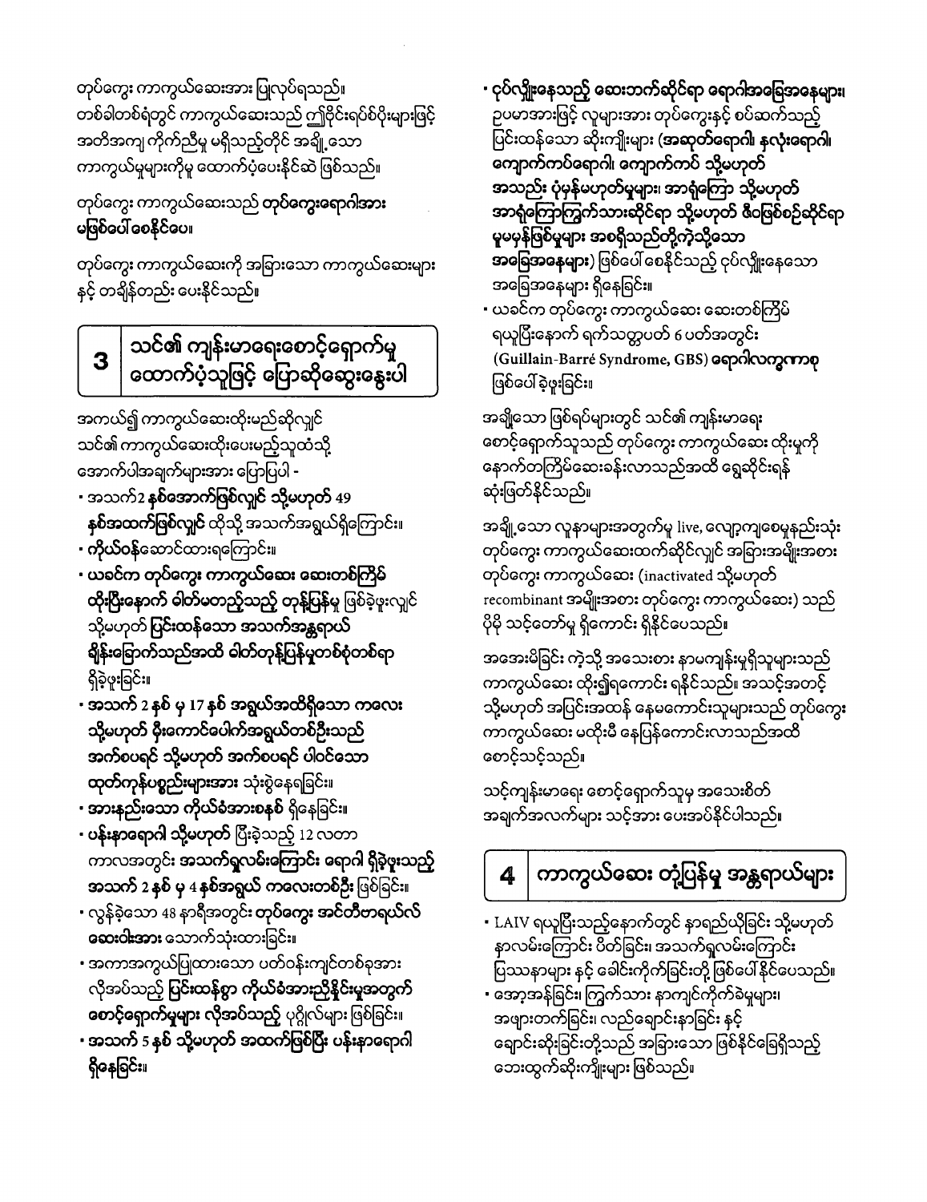တုပ်ကွေး ကာကွယ်ဆေးအား ပြုလုပ်ရသည်။ တစ်ခါတစ်ရံတွင် ကာကွယ်ဆေးသည် ဤဗိုင်းရပ်စ်ပိုးများဖြင့် အတိအကျ ကိုက်ညီမှု မရှိသည့်တိုင် အချို့သော ကာကွယ်မှုများကိုမူ ထောက်ပံ့ပေးနိုင်ဆဲ ဖြစ်သည်။

တုပ်ကွေး ကာကွယ်ဆေးသည် **တုပ်ကွေးရောဂါအား မဖြစ်ပေါ် စေနိုင်ပေ။**

တုပ်ကွေး ကာကွယ်ဆေးကို အခြားသော ကာကွယ်ဆေးများ နှင့် တချိန်တည်း ပေးနိုင်သည်။

## 3 သင်၏ ကျန်းမာရေးစောင့်ရှောက်မှု ထောက်ပံ့သူဖြင့် ပြောဆိုဆွေးနွေးပါ

အကယ်၍ ကာကွယ်ဆေးထိုးမည်ဆိုလျှင် သင်၏ ကာကွယ်ဆေးထိုးပေးမည့်သူထံသို့ အောက်ပါအချက်များအား ပြောပြပါ -

- အသက်2 **နှစ်အောက်ဖြစ်လျှင် သို့မဟုတ်** 49 **နှစ်အထက်ဖြစ်လျှင်** ထိုသို့ အသက်အရွယ်ရှိကြောင်း။
- **ကိုယ်ဝန်**ဆောင်ထားရကြောင်း။
- **ယခင်က တုပ်ကွေး ကာကွယ်ဆေး ဆေးတစ်ကြိမ် ထိုးပြီးနောက် ဓါတ်မတည့်သည့် တုန့်ပြန်မှု** ဖြစ်ခဲ့ဖူးလျှင် သို့မဟုတ် **ပြင်းထန်သော အသက်အန္တရာယ် ရှိန်းခြောက်သည်အထိ ဓါတ်တုန့်ပြန်မှုတစ်စုံတစ်ရာ** ရှိခဲ့ဖူးခြင်း။
- **အသက် 2 နှစ် မှ 17 နှစ် အရွယ်အထိရှိသော ကလေး သို့မဟုတ် မီးကောင်ပေါက်အရွယ်တစ်ဦးသည် အက်စပရင် သို့မဟုတ် အက်စပရင် ပါဝင်သော ထုတ်ကုန်ပစ္စည်းများအား သုံးစွဲနေရခြင်း။**
- **အားနည်းသော ကိုယ်ခံအားစနစ်** ရှိနေခြင်း။
- **ပန်းနာရောဂါ သို့မဟုတ်** ပြီးခဲ့သည့် 12 လတာ ကာလအတွင်း **အသက်ရှူလမ်းကြောင်း ရောဂါ ရှိခဲ့ဖူးသည့် အသက် 2 နှစ် မှ 4 နှစ်အရွယ် ကလေးတစ်ဦး** ဖြစ်ခြင်း။
- လွန်ခဲ့သော 48 နာရီအတွင်း **တုပ်ကွေး အင်တီဗာရယ်လ် ဆေးဝါးအား** သောက်သုံးထားခြင်း။
- အကာအကွယ်ပြုထားသော ပတ်ဝန်းကျင်တစ်ခုအား လိုအပ်သည့် **ပြင်းထန်စွာ ကိုယ်ခံအားညှိနှိုင်းမှုအတွက် စောင့်ရှောက်မှုများ လိုအပ်သည့်** ပုဂ္ဂိုလ်များ ဖြစ်ခြင်း။
- **အသက် 5 နှစ် သို့မဟုတ် အထက်ဖြစ်ပြီး ပန်းနာရောဂါ ရှိနေခြင်း။**
- **ဝှပ်လျှိုးနေသည့် ဆေးဘက်ဆိုင်ရာ ရောဂါအခြေအနေများ၊** ဥပမာအားဖြင့် လူများအား တုပ်ကွေးနှင့် စပ်ဆက်သည့် ပြင်းထန်သော ဆိုးကျိုးများ (**အဆုတ်ရောဂါ၊ နှလုံးရောဂါ၊ ကျောက်ကပ်ရောဂါ၊ ကျောက်ကပ် သို့မဟုတ် အသည်း ပုံမှန်မဟုတ်မှုများ၊ အာရုံကြော သို့မဟုတ် အာရုံကြောကြွက်သားဆိုင်ရာ သို့မဟုတ် ဇီဝဖြစ်စဉ်ဆိုင်ရာ မူမမှန်ဖြစ်မှုများ အစရှိသည်တို့ကဲ့သို့သော အခြေအနေများ**) ဖြစ်ပေါ် စေနိုင်သည့် ဝှပ်လျှိုးနေသော အခြေအနေများ ရှိနေခြင်း။
- ယခင်က တုပ်ကွေး ကာကွယ်ဆေး ဆေးတစ်ကြိမ် ရယူပြီးနောက် ရက်သတ္တပတ် 6 ပတ်အတွင်း **(Guillain-Barré Syndrome, GBS) ရောဂါလက္ခဏာစု** ဖြစ်ပေါ် ခဲ့ဖူးခြင်း။

အချို့သော ဖြစ်ရပ်များတွင် သင်၏ ကျန်းမာရေး စောင့်ရှောက်သူသည် တုပ်ကွေး ကာကွယ်ဆေး ထိုးမှုကို နောက်တကြိမ်ဆေးခန်းလာသည်အထိ ရွှေ့ဆိုင်းရန် ဆုံးဖြတ်နိုင်သည်။

အချို့သော လူနာများအတွက်မူ live, လျော့ကျစေမှုနည်းသုံး တုပ်ကွေး ကာကွယ်ဆေးထက်ဆိုင်လျှင် အခြားအမျိုးအစား တုပ်ကွေး ကာကွယ်ဆေး (inactivated သို့မဟုတ် recombinant အမျိုးအစား တုပ်ကွေး ကာကွယ်ဆေး) သည် ပိုမို သင့်တော်မှု ရှိကောင်း ရှိနိုင်ပေသည်။

အအေးမိခြင်း ကဲ့သို့ အသေးစား နာမကျန်းမှုရှိသူများသည် ကာကွယ်ဆေး ထိုး၍ရကောင်း ရနိုင်သည်။ အသင့်အတင့် သို့မဟုတ် အပြင်းအထန် နေမကောင်းသူများသည် တုပ်ကွေး ကာကွယ်ဆေး မထိုးမီ နေပြန်ကောင်းလာသည်အထိ စောင့်သင့်သည်။

သင့်ကျန်းမာရေး စောင့်ရှောက်သူမှ အသေးစိတ် အချက်အလက်များ သင့်အား ပေးအပ်နိုင်ပါသည်။

## 4 ကာကွယ်ဆေး တုံ့ပြန်မှု အန္တရာယ်များ

- LAIV ရယူပြီးသည့်နောက်တွင် နာရည်ယိုခြင်း သို့မဟုတ် နာလမ်းကြောင်း ပိတ်ခြင်း၊ အသက်ရှူလမ်းကြောင်း ပြဿနာများ နှင့် ခေါင်းကိုက်ခြင်းတို့ ဖြစ်ပေါ် နိုင်ပေသည်။
- အော့အန်ခြင်း၊ ကြွက်သား နာကျင်ကိုက်ခဲမှုများ၊ အဖျားတက်ခြင်း၊ လည်ချောင်းနာခြင်း နှင့် ချောင်းဆိုးခြင်းတို့သည် အခြားသော ဖြစ်နိုင်ခြေရှိသည့် ဘေးထွက်ဆိုးကျိုးများ ဖြစ်သည်။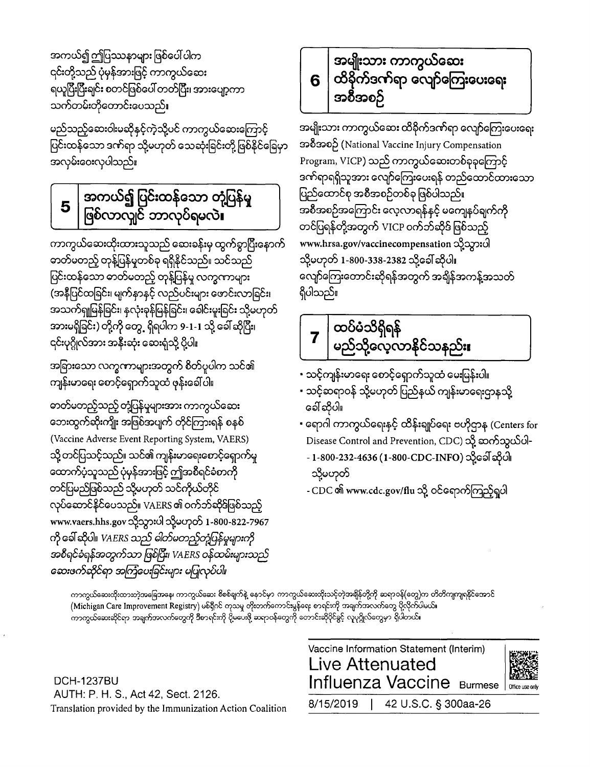အကယ်၍ ဤပြဿနာများ ဖြစ်ပေါ်ပါက ၎င်းတို့သည် ပုံမှန်အားဖြင့် ကာကွယ်ဆေး ရယူပြီးပြီးချင်း စတင်ဖြစ်ပေါ်တတ်ပြီး၊ အားပျော့ကာ သက်တမ်းတိုတောင်းပေသည်။

မည်သည့်ဆေးဝါးမဆိုနှင့်ကဲ့သို့ပင် ကာကွယ်ဆေးကြောင့် ပြင်းထန်သော ဒဏ်ရာ သို့မဟုတ် သေဆုံးခြင်းတို့ ဖြစ်နိုင်ခြေမှာ အလွန်နည်းပါးလှပါသည်။

## 5 အကယ်၍ ပြင်းထန်သော တုံ့ပြန်မှု ဖြစ်လာလျှင် ဘာလုပ်ရမလဲ။

ကာကွယ်ဆေးထိုးထားသူသည် ဆေးခန်းမှ ထွက်ခွာပြီးနောက် ဓာတ်မတည့် တုန့်ပြန်မှုတစ်ခု ရရှိနိုင်သည်။ သင်သည် ပြင်းထန်သော ဓာတ်မတည့် တုန့်ပြန်မှု လက္ခဏာများ (အနီပြင်ထခြင်း၊ မျက်နှာနှင့် လည်ပင်းများ ဖောင်းလာခြင်း၊ အသက်ရှူမြန်ခြင်း၊ နှလုံးခုန်မြန်ခြင်း၊ ခေါင်းမူးခြင်း သို့မဟုတ် အားမရှိခြင်း) တို့ကို တွေ့ ရှိရပါက 9-1-1 သို့ ခေါ်ဆိုပြီး၊ ၎င်းပုဂ္ဂိုလ်အား အနီးဆုံး ဆေးရုံသို့ ပို့ပါ။

အခြားသော လက္ခဏာများအတွက် စိတ်ပူပါက သင်၏ ကျန်းမာရေး စောင့်ရှောက်သူထံ ဖုန်းခေါ်ပါ။

ဓာတ်မတည့်သည့် တုံ့ပြန်မှုများအား ကာကွယ်ဆေး ဘေးထွက်ဆိုးကျိုး အဖြစ်အပျက် တိုင်ကြားရန် စနစ် (Vaccine Adverse Event Reporting System, VAERS) သို့ တင်ပြသင့်သည်။ သင်၏ ကျန်းမာရေးစောင့်ရှောက်မှု ထောက်ပံ့သူသည် ပုံမှန်အားဖြင့် ဤအစီရင်ခံစာကို တင်ပြမည်ဖြစ်သည် သို့မဟုတ် သင်ကိုယ်တိုင် လုပ်ဆောင်နိုင်ပေသည်။ VAERS ၏ ဝက်ဘ်ဆိုဒ်ဖြစ်သည့် **www.vaers.hhs.gov** သို့သွားပါ သို့မဟုတ် **1-800-822-7967** ကို ခေါ်ဆိုပါ။ *VAERS သည် ဓါတ်မတည့်တုံ့ပြန်မှုများကို အစီရင်ခံရန်အတွက်သာ ဖြစ်ပြီး၊ VAERS ဝန်ထမ်းများသည် ဆေးဖက်ဆိုင်ရာ အကြံပေးခြင်းများ မပြုလုပ်ပါ။*

## 6 အမျိုးသား ကာကွယ်ဆေး ထိခိုက်ဒဏ်ရာ လျော်ကြေးပေးရေး အစီအစဉ်

အမျိုးသား ကာကွယ်ဆေး ထိခိုက်ဒဏ်ရာ လျော်ကြေးပေးရေး အစီအစဉ် (National Vaccine Injury Compensation Program, VICP) သည် ကာကွယ်ဆေးတစ်ခုခုကြောင့် ဒဏ်ရာရရှိသူအား လျော်ကြေးပေးရန် တည်ထောင်ထားသော ပြည်ထောင်စု အစီအစဉ်တစ်ခု ဖြစ်ပါသည်။ အစီအစဉ်အကြောင်း လေ့လာရန်နှင့် မကျေနပ်ချက်ကို တင်ပြရန်တို့အတွက် VICP ဝက်ဘ်ဆိုဒ် ဖြစ်သည့် **www.hrsa.gov/vaccinecompensation** သို့သွားပါ သို့မဟုတ် **1-800-338-2382** သို့ခေါ် ဆိုပါ။ လျော်ကြေးတောင်းဆိုရန်အတွက် အချိန်အကန့်အသတ် ရှိပါသည်။

## 7 ထပ်မံသိရှိရန် မည်သို့လေ့လာနိုင်သနည်း။

- သင့်ကျန်းမာရေး စောင့်ရှောက်သူထံ မေးမြန်းပါ။
- သင့်ဆရာဝန် သို့မဟုတ် ပြည်နယ် ကျန်းမာရေးဌာနသို့ ခေါ် ဆိုပါ။
- ရောဂါ ကာကွယ်ရေးနှင့် ထိန်းချုပ်ရေး ဗဟိုဌာန (Centers for Disease Control and Prevention, CDC) သို့ ဆက်သွယ်ပါ-
  - **1-800-232-4636 (1-800-CDC-INFO)** သို့ခေါ် ဆိုပါ၊ သို့မဟုတ်
  - CDC ၏ **www.cdc.gov/flu** သို့ ဝင်ရောက်ကြည့်ရှုပါ

ကာကွယ်ဆေးထိုးထားတဲ့အခြေအနေ၊ ကာကွယ်ဆေး စိစစ်ချက်နဲ့ နောင်မှာ ကာကွယ်ဆေးထိုးသင့်တဲ့အချိန်တို့ကို ဆရာဝန်(တွေ)က တိတိကျကျရနိုင်အောင် (Michigan Care Improvement Registry) မစ်ရှီဂင် ကုသမှု တိုးတက်ကောင်းမွန်ရေး စာရင်းကို အချက်အလက်တွေ ပို့လိုက်ပါမယ်။ ကာကွယ်ဆေးဆိုင်ရာ အချက်အလက်တွေကို ဒီစာရင်းကို ပို့မပေးဖို့ ဆရာဝန်တွေကို တောင်းဆိုပိုင်ခွင့် လူပုဂ္ဂိုလ်တွေမှာ ရှိပါတယ်။

DCH-1237BU
AUTH: P. H. S., Act 42, Sect. 2126.
Translation provided by the Immunization Action Coalition

Vaccine Information Statement (Interim)
**Live Attenuated Influenza Vaccine** Burmese
Office use only
8/15/2019 | 42 U.S.C. § 300aa-26